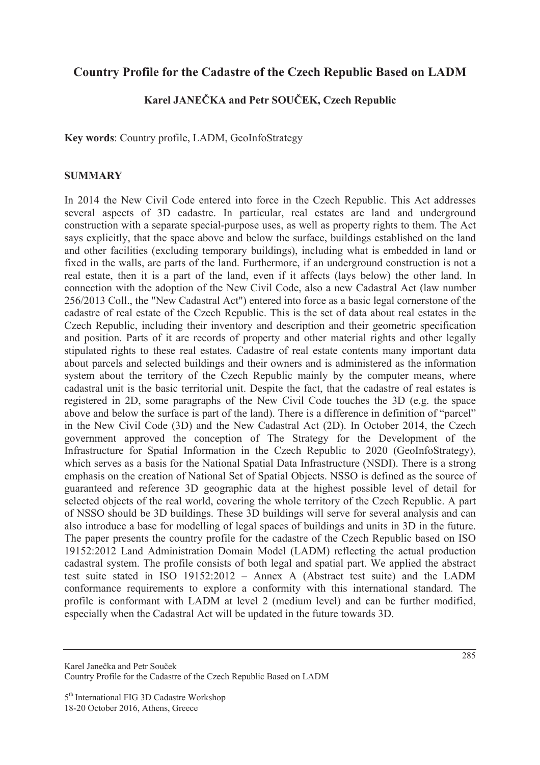# Country Profile for the Cadastre of the Czech Republic Based on LADM

**Karel JANEČKA and Petr SOUČEK, Czech Republic**

**Key words**: Country profile, LADM, GeoInfoStrategy

## SUMMARY

In 2014 the New Civil Code entered into force in the Czech Republic. This Act addresses several aspects of 3D cadastre. In particular, real estates are land and underground construction with a separate special-purpose uses, as well as property rights to them. The Act says explicitly, that the space above and below the surface, buildings established on the land and other facilities (excluding temporary buildings), including what is embedded in land or fixed in the walls, are parts of the land. Furthermore, if an underground construction is not a real estate, then it is a part of the land, even if it affects (lays below) the other land. In connection with the adoption of the New Civil Code, also a new Cadastral Act (law number 256/2013 Coll., the "New Cadastral Act") entered into force as a basic legal cornerstone of the cadastre of real estate of the Czech Republic. This is the set of data about real estates in the Czech Republic, including their inventory and description and their geometric specification and position. Parts of it are records of property and other material rights and other legally stipulated rights to these real estates. Cadastre of real estate contents many important data about parcels and selected buildings and their owners and is administered as the information system about the territory of the Czech Republic mainly by the computer means, where cadastral unit is the basic territorial unit. Despite the fact, that the cadastre of real estates is registered in 2D, some paragraphs of the New Civil Code touches the 3D (e.g. the space above and below the surface is part of the land). There is a difference in definition of "parcel" in the New Civil Code (3D) and the New Cadastral Act (2D). In October 2014, the Czech government approved the conception of The Strategy for the Development of the Infrastructure for Spatial Information in the Czech Republic to 2020 (GeoInfoStrategy), which serves as a basis for the National Spatial Data Infrastructure (NSDI). There is a strong emphasis on the creation of National Set of Spatial Objects. NSSO is defined as the source of guaranteed and reference 3D geographic data at the highest possible level of detail for selected objects of the real world, covering the whole territory of the Czech Republic. A part of NSSO should be 3D buildings. These 3D buildings will serve for several analysis and can also introduce a base for modelling of legal spaces of buildings and units in 3D in the future. The paper presents the country profile for the cadastre of the Czech Republic based on ISO 19152:2012 Land Administration Domain Model (LADM) reflecting the actual production cadastral system. The profile consists of both legal and spatial part. We applied the abstract test suite stated in ISO 19152:2012 – Annex A (Abstract test suite) and the LADM conformance requirements to explore a conformity with this international standard. The profile is conformant with LADM at level 2 (medium level) and can be further modified, especially when the Cadastral Act will be updated in the future towards 3D.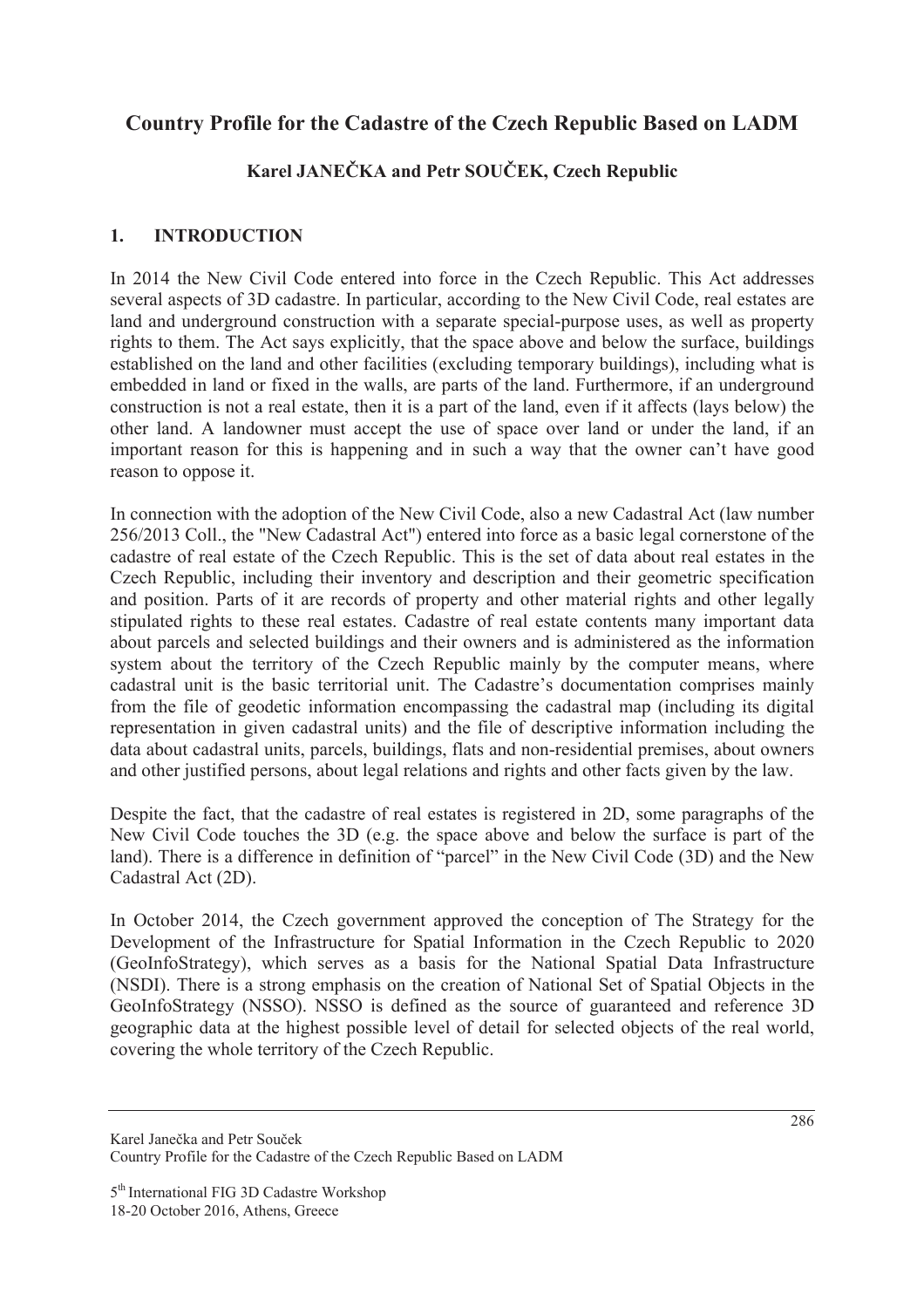# Country Profile for the Cadastre of the Czech Republic Based on LADM

## Karel JANEČKA and Petr SOUČEK, Czech Republic

## 1. INTRODUCTION

In 2014 the New Civil Code entered into force in the Czech Republic. This Act addresses several aspects of 3D cadastre. In particular, according to the New Civil Code, real estates are land and underground construction with a separate special-purpose uses, as well as property rights to them. The Act says explicitly, that the space above and below the surface, buildings established on the land and other facilities (excluding temporary buildings), including what is embedded in land or fixed in the walls, are parts of the land. Furthermore, if an underground construction is not a real estate, then it is a part of the land, even if it affects (lays below) the other land. A landowner must accept the use of space over land or under the land, if an important reason for this is happening and in such a way that the owner can't have good reason to oppose it.

In connection with the adoption of the New Civil Code, also a new Cadastral Act (law number 256/2013 Coll., the "New Cadastral Act") entered into force as a basic legal cornerstone of the cadastre of real estate of the Czech Republic. This is the set of data about real estates in the Czech Republic, including their inventory and description and their geometric specification and position. Parts of it are records of property and other material rights and other legally stipulated rights to these real estates. Cadastre of real estate contents many important data about parcels and selected buildings and their owners and is administered as the information system about the territory of the Czech Republic mainly by the computer means, where cadastral unit is the basic territorial unit. The Cadastre's documentation comprises mainly from the file of geodetic information encompassing the cadastral map (including its digital representation in given cadastral units) and the file of descriptive information including the data about cadastral units, parcels, buildings, flats and non-residential premises, about owners and other justified persons, about legal relations and rights and other facts given by the law.

Despite the fact, that the cadastre of real estates is registered in 2D, some paragraphs of the New Civil Code touches the 3D (e.g. the space above and below the surface is part of the land). There is a difference in definition of "parcel" in the New Civil Code (3D) and the New Cadastral Act (2D).

In October 2014, the Czech government approved the conception of The Strategy for the Development of the Infrastructure for Spatial Information in the Czech Republic to 2020 (GeoInfoStrategy), which serves as a basis for the National Spatial Data Infrastructure (NSDI). There is a strong emphasis on the creation of National Set of Spatial Objects in the GeoInfoStrategy (NSSO). NSSO is defined as the source of guaranteed and reference 3D geographic data at the highest possible level of detail for selected objects of the real world, covering the whole territory of the Czech Republic.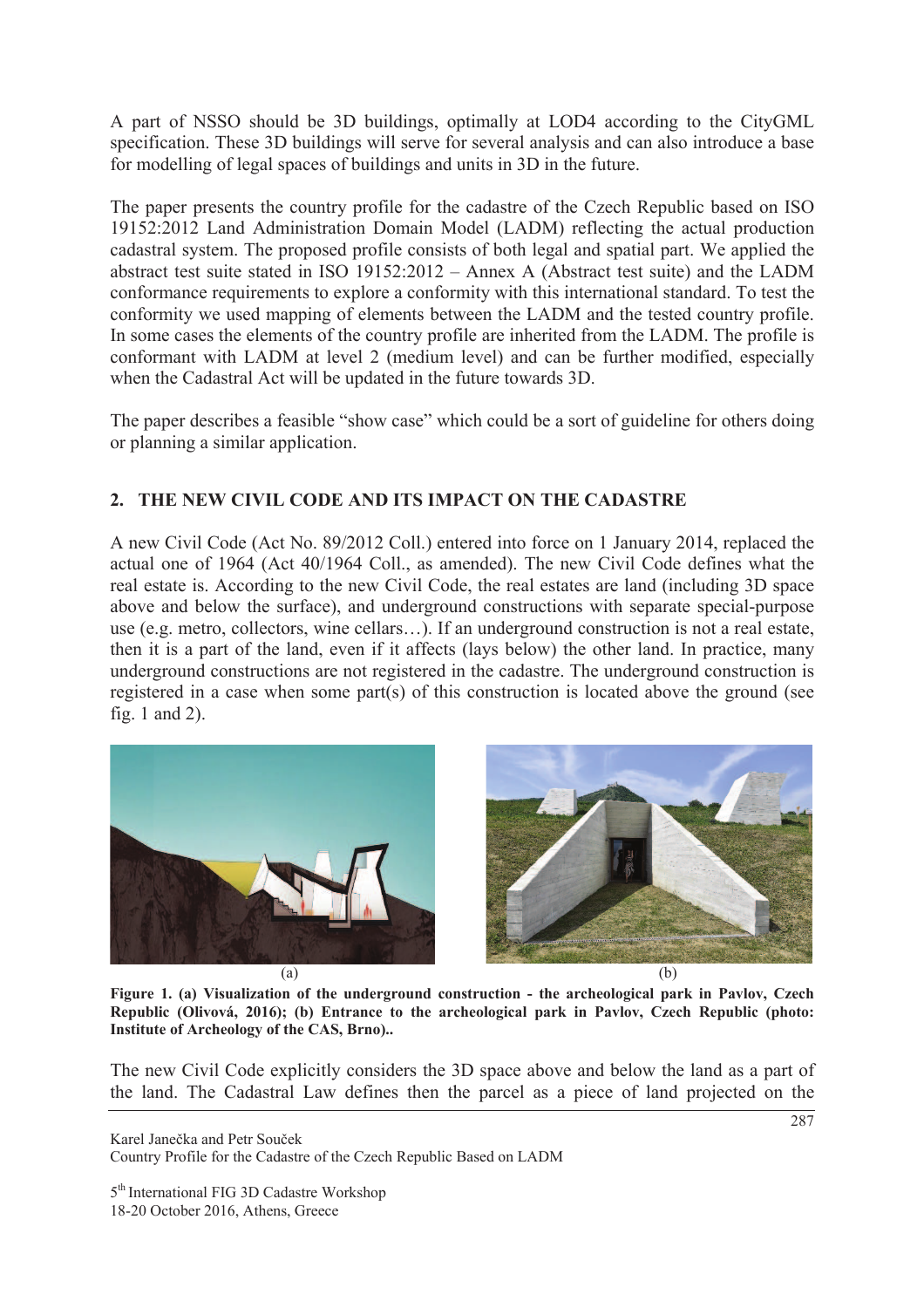A part of NSSO should be 3D buildings, optimally at LOD4 according to the CityGML specification. These 3D buildings will serve for several analysis and can also introduce a base for modelling of legal spaces of buildings and units in 3D in the future.

The paper presents the country profile for the cadastre of the Czech Republic based on ISO 19152:2012 Land Administration Domain Model (LADM) reflecting the actual production cadastral system. The proposed profile consists of both legal and spatial part. We applied the abstract test suite stated in ISO 19152:2012 – Annex A (Abstract test suite) and the LADM conformance requirements to explore a conformity with this international standard. To test the conformity we used mapping of elements between the LADM and the tested country profile. In some cases the elements of the country profile are inherited from the LADM. The profile is conformant with LADM at level 2 (medium level) and can be further modified, especially when the Cadastral Act will be updated in the future towards 3D.

The paper describes a feasible "show case" which could be a sort of guideline for others doing or planning a similar application.

## 2. THE NEW CIVIL CODE AND ITS IMPACT ON THE CADASTRE

A new Civil Code (Act No. 89/2012 Coll.) entered into force on 1 January 2014, replaced the actual one of 1964 (Act 40/1964 Coll., as amended). The new Civil Code defines what the real estate is. According to the new Civil Code, the real estates are land (including 3D space above and below the surface), and underground constructions with separate special-purpose use (e.g. metro, collectors, wine cellars…). If an underground construction is not a real estate, then it is a part of the land, even if it affects (lays below) the other land. In practice, many underground constructions are not registered in the cadastre. The underground construction is registered in a case when some part(s) of this construction is located above the ground (see fig. 1 and 2).

(a) (b)

**Figure 1. (a) Visualization of the underground construction - the archeological park in Pavlov, Czech Republic (Olivová, 2016); (b) Entrance to the archeological park in Pavlov, Czech Republic (photo: Institute of Archeology of the CAS, Brno)..**

The new Civil Code explicitly considers the 3D space above and below the land as a part of the land. The Cadastral Law defines then the parcel as a piece of land projected on the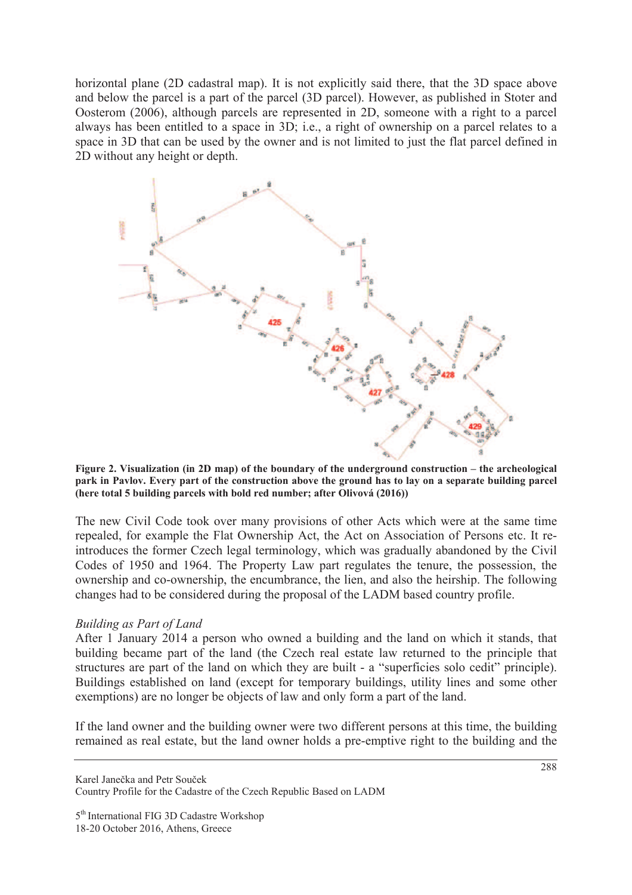horizontal plane (2D cadastral map). It is not explicitly said there, that the 3D space above and below the parcel is a part of the parcel (3D parcel). However, as published in Stoter and Oosterom (2006), although parcels are represented in 2D, someone with a right to a parcel always has been entitled to a space in 3D; i.e., a right of ownership on a parcel relates to a space in 3D that can be used by the owner and is not limited to just the flat parcel defined in 2D without any height or depth.

**Figure 2. Visualization (in 2D map) of the boundary of the underground construction – the archeological park in Pavlov. Every part of the construction above the ground has to lay on a separate building parcel (here total 5 building parcels with bold red number; after Olivová (2016))**

The new Civil Code took over many provisions of other Acts which were at the same time repealed, for example the Flat Ownership Act, the Act on Association of Persons etc. It re-introduces the former Czech legal terminology, which was gradually abandoned by the Civil Codes of 1950 and 1964. The Property Law part regulates the tenure, the possession, the ownership and co-ownership, the encumbrance, the lien, and also the heirship. The following changes had to be considered during the proposal of the LADM based country profile.

*Building as Part of Land*

After 1 January 2014 a person who owned a building and the land on which it stands, that building became part of the land (the Czech real estate law returned to the principle that structures are part of the land on which they are built - a "superficies solo cedit" principle). Buildings established on land (except for temporary buildings, utility lines and some other exemptions) are no longer be objects of law and only form a part of the land.

If the land owner and the building owner were two different persons at this time, the building remained as real estate, but the land owner holds a pre-emptive right to the building and the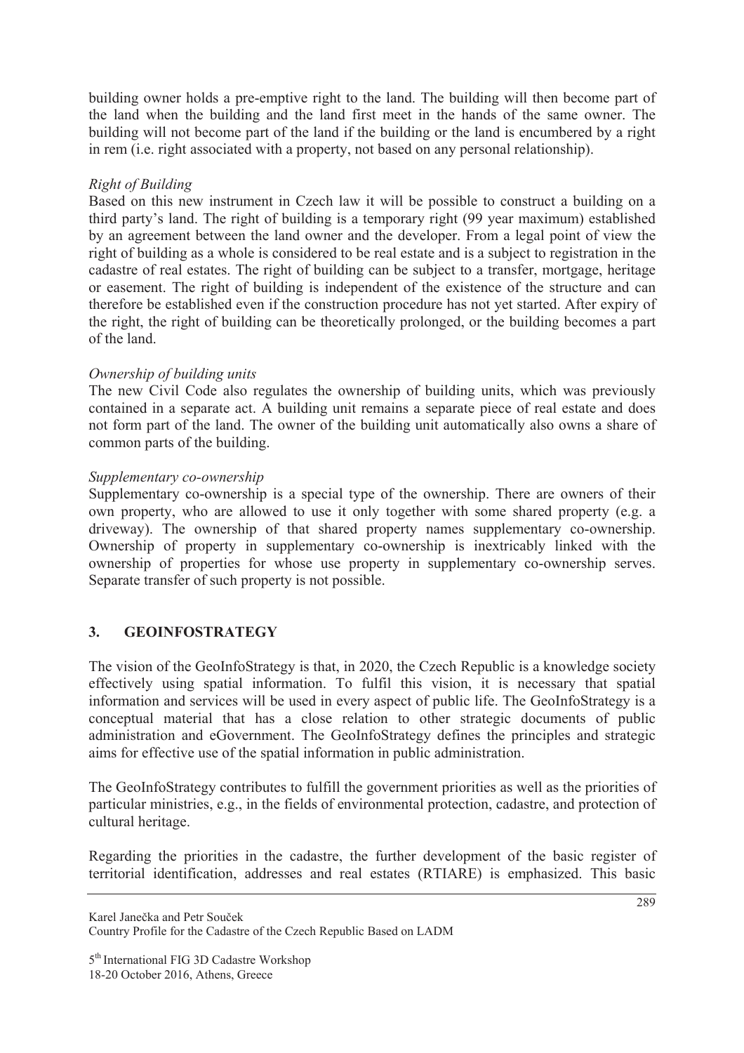building owner holds a pre-emptive right to the land. The building will then become part of the land when the building and the land first meet in the hands of the same owner. The building will not become part of the land if the building or the land is encumbered by a right in rem (i.e. right associated with a property, not based on any personal relationship).

*Right of Building*

Based on this new instrument in Czech law it will be possible to construct a building on a third party's land. The right of building is a temporary right (99 year maximum) established by an agreement between the land owner and the developer. From a legal point of view the right of building as a whole is considered to be real estate and is a subject to registration in the cadastre of real estates. The right of building can be subject to a transfer, mortgage, heritage or easement. The right of building is independent of the existence of the structure and can therefore be established even if the construction procedure has not yet started. After expiry of the right, the right of building can be theoretically prolonged, or the building becomes a part of the land.

*Ownership of building units*

The new Civil Code also regulates the ownership of building units, which was previously contained in a separate act. A building unit remains a separate piece of real estate and does not form part of the land. The owner of the building unit automatically also owns a share of common parts of the building.

*Supplementary co-ownership*

Supplementary co-ownership is a special type of the ownership. There are owners of their own property, who are allowed to use it only together with some shared property (e.g. a driveway). The ownership of that shared property names supplementary co-ownership. Ownership of property in supplementary co-ownership is inextricably linked with the ownership of properties for whose use property in supplementary co-ownership serves. Separate transfer of such property is not possible.

## 3. GEOINFOSTRATEGY

The vision of the GeoInfoStrategy is that, in 2020, the Czech Republic is a knowledge society effectively using spatial information. To fulfil this vision, it is necessary that spatial information and services will be used in every aspect of public life. The GeoInfoStrategy is a conceptual material that has a close relation to other strategic documents of public administration and eGovernment. The GeoInfoStrategy defines the principles and strategic aims for effective use of the spatial information in public administration.

The GeoInfoStrategy contributes to fulfill the government priorities as well as the priorities of particular ministries, e.g., in the fields of environmental protection, cadastre, and protection of cultural heritage.

Regarding the priorities in the cadastre, the further development of the basic register of territorial identification, addresses and real estates (RTIARE) is emphasized. This basic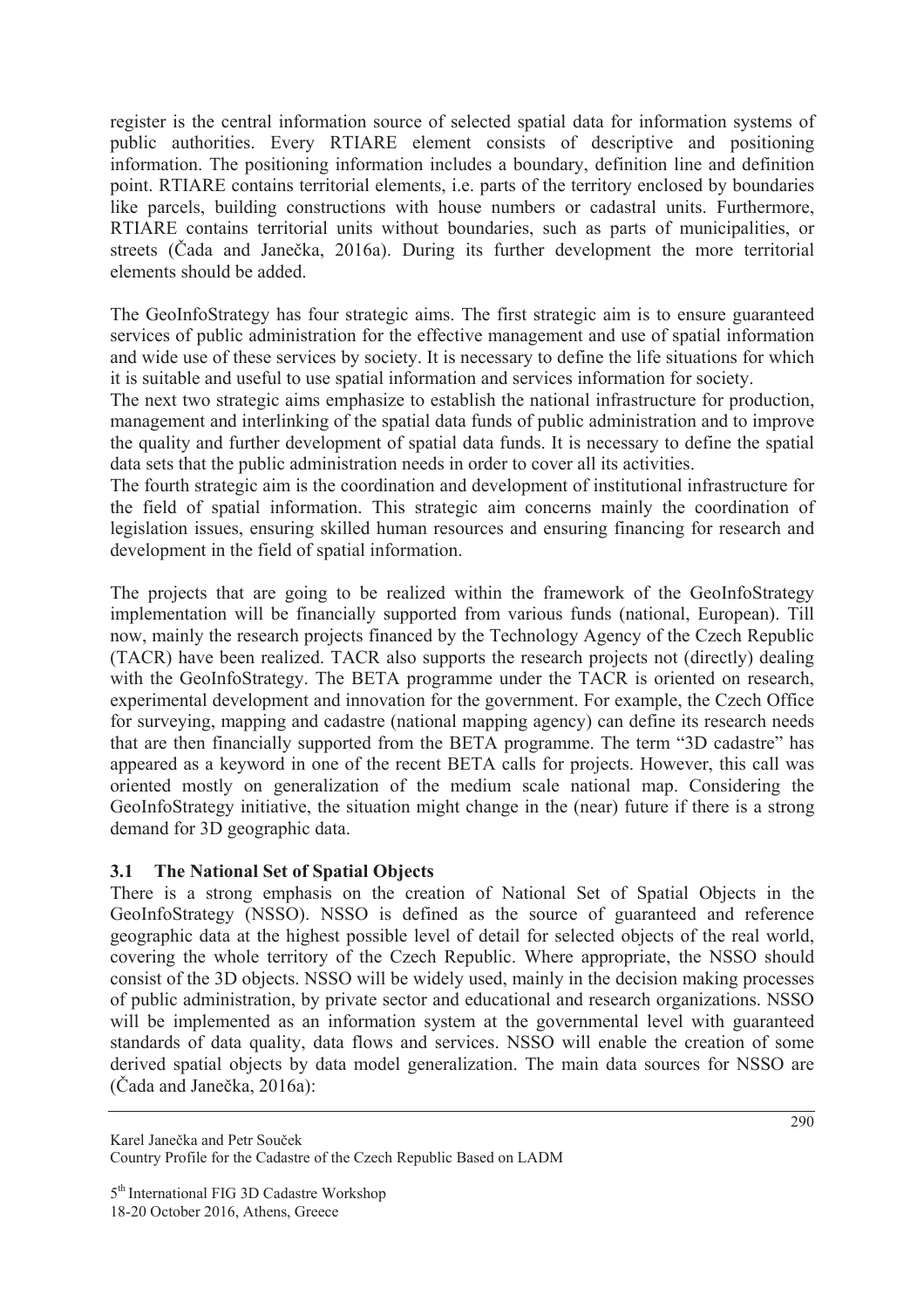register is the central information source of selected spatial data for information systems of public authorities. Every RTIARE element consists of descriptive and positioning information. The positioning information includes a boundary, definition line and definition point. RTIARE contains territorial elements, i.e. parts of the territory enclosed by boundaries like parcels, building constructions with house numbers or cadastral units. Furthermore, RTIARE contains territorial units without boundaries, such as parts of municipalities, or streets (Čada and Janečka, 2016a). During its further development the more territorial elements should be added.

The GeoInfoStrategy has four strategic aims. The first strategic aim is to ensure guaranteed services of public administration for the effective management and use of spatial information and wide use of these services by society. It is necessary to define the life situations for which it is suitable and useful to use spatial information and services information for society.

The next two strategic aims emphasize to establish the national infrastructure for production, management and interlinking of the spatial data funds of public administration and to improve the quality and further development of spatial data funds. It is necessary to define the spatial data sets that the public administration needs in order to cover all its activities.

The fourth strategic aim is the coordination and development of institutional infrastructure for the field of spatial information. This strategic aim concerns mainly the coordination of legislation issues, ensuring skilled human resources and ensuring financing for research and development in the field of spatial information.

The projects that are going to be realized within the framework of the GeoInfoStrategy implementation will be financially supported from various funds (national, European). Till now, mainly the research projects financed by the Technology Agency of the Czech Republic (TACR) have been realized. TACR also supports the research projects not (directly) dealing with the GeoInfoStrategy. The BETA programme under the TACR is oriented on research, experimental development and innovation for the government. For example, the Czech Office for surveying, mapping and cadastre (national mapping agency) can define its research needs that are then financially supported from the BETA programme. The term "3D cadastre" has appeared as a keyword in one of the recent BETA calls for projects. However, this call was oriented mostly on generalization of the medium scale national map. Considering the GeoInfoStrategy initiative, the situation might change in the (near) future if there is a strong demand for 3D geographic data.

### 3.1 The National Set of Spatial Objects

There is a strong emphasis on the creation of National Set of Spatial Objects in the GeoInfoStrategy (NSSO). NSSO is defined as the source of guaranteed and reference geographic data at the highest possible level of detail for selected objects of the real world, covering the whole territory of the Czech Republic. Where appropriate, the NSSO should consist of the 3D objects. NSSO will be widely used, mainly in the decision making processes of public administration, by private sector and educational and research organizations. NSSO will be implemented as an information system at the governmental level with guaranteed standards of data quality, data flows and services. NSSO will enable the creation of some derived spatial objects by data model generalization. The main data sources for NSSO are (Čada and Janečka, 2016a):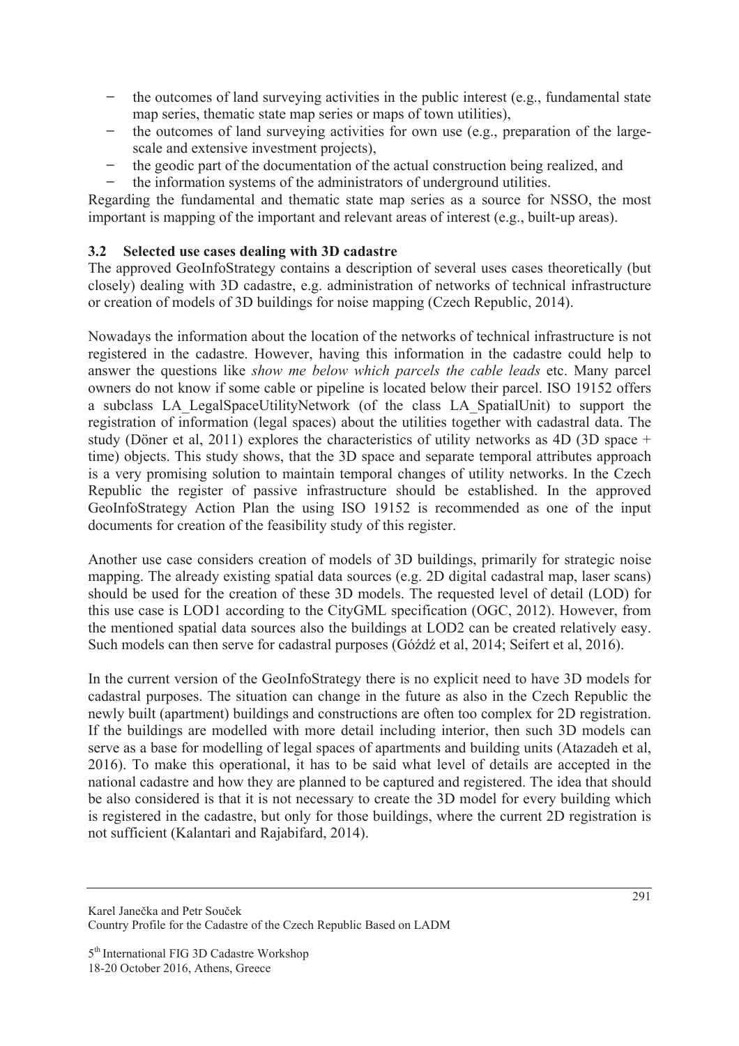- the outcomes of land surveying activities in the public interest (e.g., fundamental state map series, thematic state map series or maps of town utilities),
- the outcomes of land surveying activities for own use (e.g., preparation of the large-scale and extensive investment projects),
- the geodic part of the documentation of the actual construction being realized, and
- the information systems of the administrators of underground utilities.

Regarding the fundamental and thematic state map series as a source for NSSO, the most important is mapping of the important and relevant areas of interest (e.g., built-up areas).

### 3.2 Selected use cases dealing with 3D cadastre

The approved GeoInfoStrategy contains a description of several uses cases theoretically (but closely) dealing with 3D cadastre, e.g. administration of networks of technical infrastructure or creation of models of 3D buildings for noise mapping (Czech Republic, 2014).

Nowadays the information about the location of the networks of technical infrastructure is not registered in the cadastre. However, having this information in the cadastre could help to answer the questions like *show me below which parcels the cable leads* etc. Many parcel owners do not know if some cable or pipeline is located below their parcel. ISO 19152 offers a subclass LA_LegalSpaceUtilityNetwork (of the class LA_SpatialUnit) to support the registration of information (legal spaces) about the utilities together with cadastral data. The study (Döner et al, 2011) explores the characteristics of utility networks as 4D (3D space + time) objects. This study shows, that the 3D space and separate temporal attributes approach is a very promising solution to maintain temporal changes of utility networks. In the Czech Republic the register of passive infrastructure should be established. In the approved GeoInfoStrategy Action Plan the using ISO 19152 is recommended as one of the input documents for creation of the feasibility study of this register.

Another use case considers creation of models of 3D buildings, primarily for strategic noise mapping. The already existing spatial data sources (e.g. 2D digital cadastral map, laser scans) should be used for the creation of these 3D models. The requested level of detail (LOD) for this use case is LOD1 according to the CityGML specification (OGC, 2012). However, from the mentioned spatial data sources also the buildings at LOD2 can be created relatively easy. Such models can then serve for cadastral purposes (Góźdź et al, 2014; Seifert et al, 2016).

In the current version of the GeoInfoStrategy there is no explicit need to have 3D models for cadastral purposes. The situation can change in the future as also in the Czech Republic the newly built (apartment) buildings and constructions are often too complex for 2D registration. If the buildings are modelled with more detail including interior, then such 3D models can serve as a base for modelling of legal spaces of apartments and building units (Atazadeh et al, 2016). To make this operational, it has to be said what level of details are accepted in the national cadastre and how they are planned to be captured and registered. The idea that should be also considered is that it is not necessary to create the 3D model for every building which is registered in the cadastre, but only for those buildings, where the current 2D registration is not sufficient (Kalantari and Rajabifard, 2014).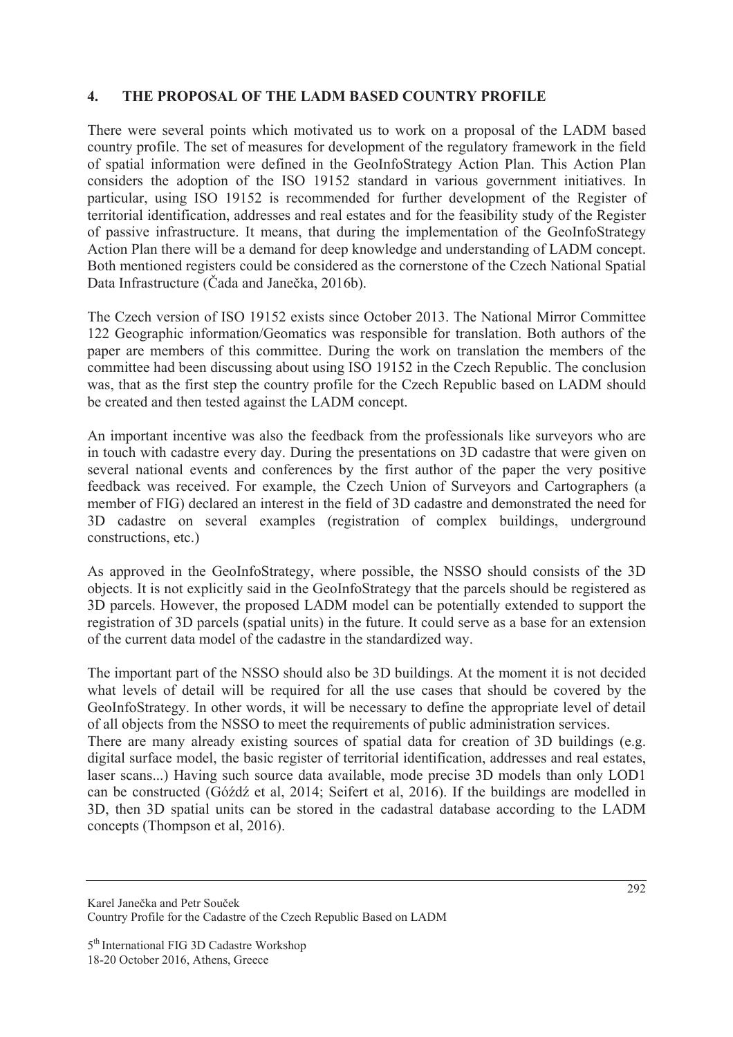## 4. THE PROPOSAL OF THE LADM BASED COUNTRY PROFILE

There were several points which motivated us to work on a proposal of the LADM based country profile. The set of measures for development of the regulatory framework in the field of spatial information were defined in the GeoInfoStrategy Action Plan. This Action Plan considers the adoption of the ISO 19152 standard in various government initiatives. In particular, using ISO 19152 is recommended for further development of the Register of territorial identification, addresses and real estates and for the feasibility study of the Register of passive infrastructure. It means, that during the implementation of the GeoInfoStrategy Action Plan there will be a demand for deep knowledge and understanding of LADM concept. Both mentioned registers could be considered as the cornerstone of the Czech National Spatial Data Infrastructure (Čada and Janečka, 2016b).

The Czech version of ISO 19152 exists since October 2013. The National Mirror Committee 122 Geographic information/Geomatics was responsible for translation. Both authors of the paper are members of this committee. During the work on translation the members of the committee had been discussing about using ISO 19152 in the Czech Republic. The conclusion was, that as the first step the country profile for the Czech Republic based on LADM should be created and then tested against the LADM concept.

An important incentive was also the feedback from the professionals like surveyors who are in touch with cadastre every day. During the presentations on 3D cadastre that were given on several national events and conferences by the first author of the paper the very positive feedback was received. For example, the Czech Union of Surveyors and Cartographers (a member of FIG) declared an interest in the field of 3D cadastre and demonstrated the need for 3D cadastre on several examples (registration of complex buildings, underground constructions, etc.)

As approved in the GeoInfoStrategy, where possible, the NSSO should consists of the 3D objects. It is not explicitly said in the GeoInfoStrategy that the parcels should be registered as 3D parcels. However, the proposed LADM model can be potentially extended to support the registration of 3D parcels (spatial units) in the future. It could serve as a base for an extension of the current data model of the cadastre in the standardized way.

The important part of the NSSO should also be 3D buildings. At the moment it is not decided what levels of detail will be required for all the use cases that should be covered by the GeoInfoStrategy. In other words, it will be necessary to define the appropriate level of detail of all objects from the NSSO to meet the requirements of public administration services.

There are many already existing sources of spatial data for creation of 3D buildings (e.g. digital surface model, the basic register of territorial identification, addresses and real estates, laser scans...) Having such source data available, mode precise 3D models than only LOD1 can be constructed (Góźdź et al, 2014; Seifert et al, 2016). If the buildings are modelled in 3D, then 3D spatial units can be stored in the cadastral database according to the LADM concepts (Thompson et al, 2016).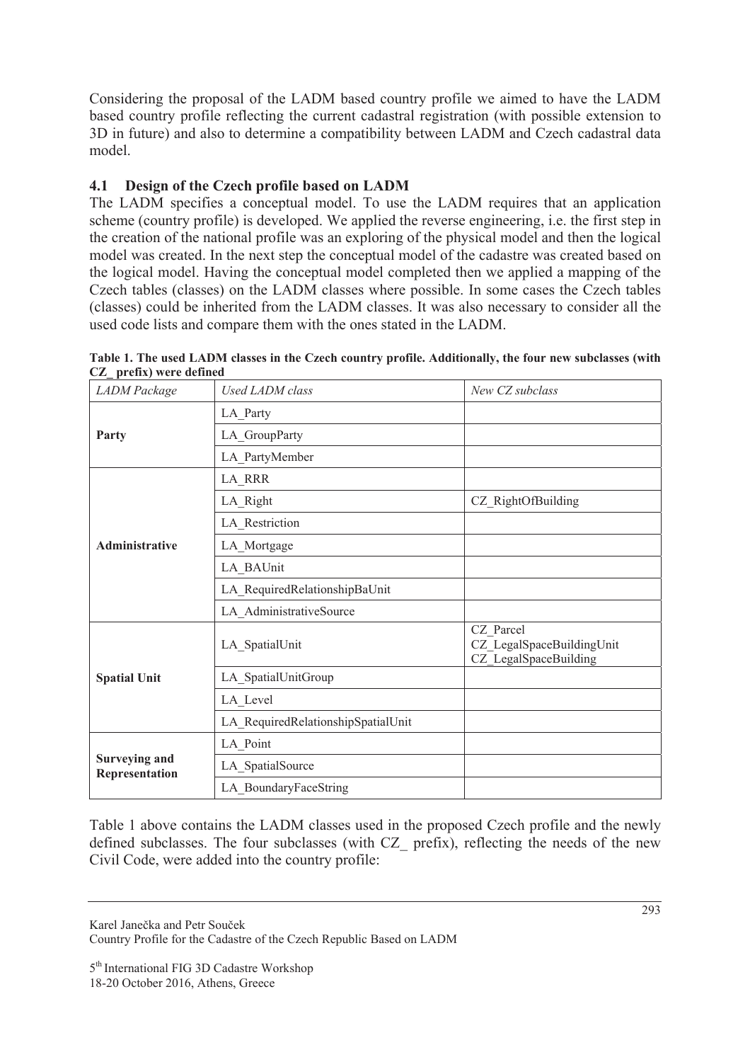Considering the proposal of the LADM based country profile we aimed to have the LADM based country profile reflecting the current cadastral registration (with possible extension to 3D in future) and also to determine a compatibility between LADM and Czech cadastral data model.

### 4.1 Design of the Czech profile based on LADM

The LADM specifies a conceptual model. To use the LADM requires that an application scheme (country profile) is developed. We applied the reverse engineering, i.e. the first step in the creation of the national profile was an exploring of the physical model and then the logical model was created. In the next step the conceptual model of the cadastre was created based on the logical model. Having the conceptual model completed then we applied a mapping of the Czech tables (classes) on the LADM classes where possible. In some cases the Czech tables (classes) could be inherited from the LADM classes. It was also necessary to consider all the used code lists and compare them with the ones stated in the LADM.

**Table 1. The used LADM classes in the Czech country profile. Additionally, the four new subclasses (with CZ_ prefix) were defined**

| *LADM Package* | *Used LADM class* | *New CZ subclass* |
|---|---|---|
| **Party** | LA_Party | |
| | LA_GroupParty | |
| | LA_PartyMember | |
| **Administrative** | LA_RRR | |
| | LA_Right | CZ_RightOfBuilding |
| | LA_Restriction | |
| | LA_Mortgage | |
| | LA_BAUnit | |
| | LA_RequiredRelationshipBaUnit | |
| | LA_AdministrativeSource | |
| **Spatial Unit** | LA_SpatialUnit | CZ_Parcel<br>CZ_LegalSpaceBuildingUnit<br>CZ_LegalSpaceBuilding |
| | LA_SpatialUnitGroup | |
| | LA_Level | |
| | LA_RequiredRelationshipSpatialUnit | |
| **Surveying and Representation** | LA_Point | |
| | LA_SpatialSource | |
| | LA_BoundaryFaceString | |

Table 1 above contains the LADM classes used in the proposed Czech profile and the newly defined subclasses. The four subclasses (with CZ_ prefix), reflecting the needs of the new Civil Code, were added into the country profile: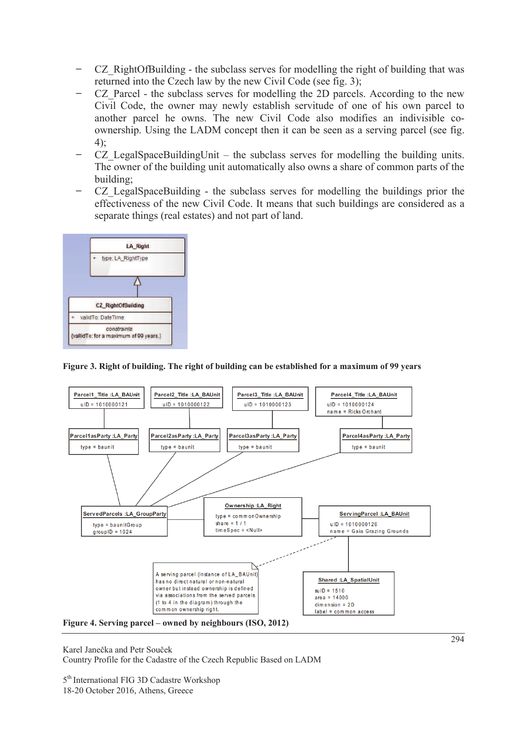- CZ_RightOfBuilding - the subclass serves for modelling the right of building that was returned into the Czech law by the new Civil Code (see fig. 3);
- CZ_Parcel - the subclass serves for modelling the 2D parcels. According to the new Civil Code, the owner may newly establish servitude of one of his own parcel to another parcel he owns. The new Civil Code also modifies an indivisible co-ownership. Using the LADM concept then it can be seen as a serving parcel (see fig. 4);
- CZ_LegalSpaceBuildingUnit – the subclass serves for modelling the building units. The owner of the building unit automatically also owns a share of common parts of the building;
- CZ_LegalSpaceBuilding - the subclass serves for modelling the buildings prior the effectiveness of the new Civil Code. It means that such buildings are considered as a separate things (real estates) and not part of land.

**Figure 3. Right of building. The right of building can be established for a maximum of 99 years**

**Figure 4. Serving parcel – owned by neighbours (ISO, 2012)**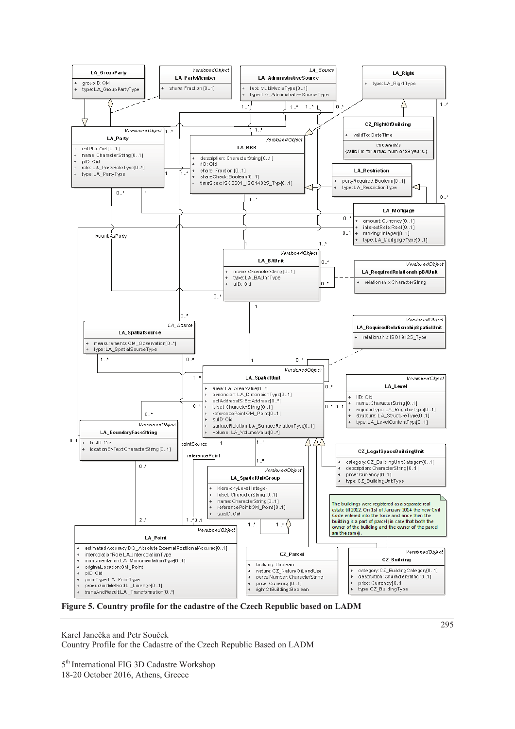**Figure 5. Country profile for the cadastre of the Czech Republic based on LADM**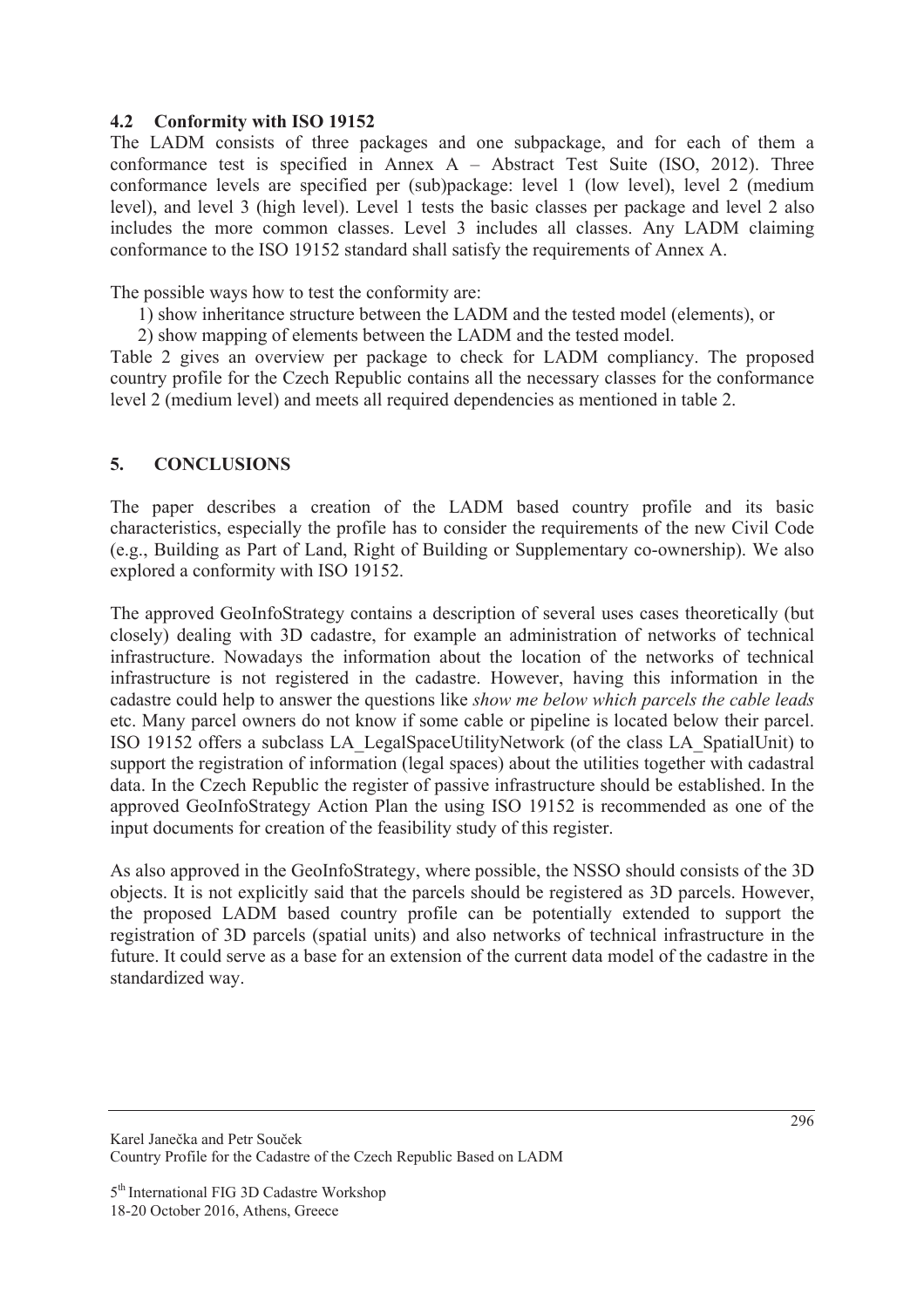## 4.2 Conformity with ISO 19152

The LADM consists of three packages and one subpackage, and for each of them a conformance test is specified in Annex A – Abstract Test Suite (ISO, 2012). Three conformance levels are specified per (sub)package: level 1 (low level), level 2 (medium level), and level 3 (high level). Level 1 tests the basic classes per package and level 2 also includes the more common classes. Level 3 includes all classes. Any LADM claiming conformance to the ISO 19152 standard shall satisfy the requirements of Annex A.

The possible ways how to test the conformity are:

1) show inheritance structure between the LADM and the tested model (elements), or
2) show mapping of elements between the LADM and the tested model.

Table 2 gives an overview per package to check for LADM compliancy. The proposed country profile for the Czech Republic contains all the necessary classes for the conformance level 2 (medium level) and meets all required dependencies as mentioned in table 2.

# 5. CONCLUSIONS

The paper describes a creation of the LADM based country profile and its basic characteristics, especially the profile has to consider the requirements of the new Civil Code (e.g., Building as Part of Land, Right of Building or Supplementary co-ownership). We also explored a conformity with ISO 19152.

The approved GeoInfoStrategy contains a description of several uses cases theoretically (but closely) dealing with 3D cadastre, for example an administration of networks of technical infrastructure. Nowadays the information about the location of the networks of technical infrastructure is not registered in the cadastre. However, having this information in the cadastre could help to answer the questions like *show me below which parcels the cable leads* etc. Many parcel owners do not know if some cable or pipeline is located below their parcel. ISO 19152 offers a subclass LA_LegalSpaceUtilityNetwork (of the class LA_SpatialUnit) to support the registration of information (legal spaces) about the utilities together with cadastral data. In the Czech Republic the register of passive infrastructure should be established. In the approved GeoInfoStrategy Action Plan the using ISO 19152 is recommended as one of the input documents for creation of the feasibility study of this register.

As also approved in the GeoInfoStrategy, where possible, the NSSO should consists of the 3D objects. It is not explicitly said that the parcels should be registered as 3D parcels. However, the proposed LADM based country profile can be potentially extended to support the registration of 3D parcels (spatial units) and also networks of technical infrastructure in the future. It could serve as a base for an extension of the current data model of the cadastre in the standardized way.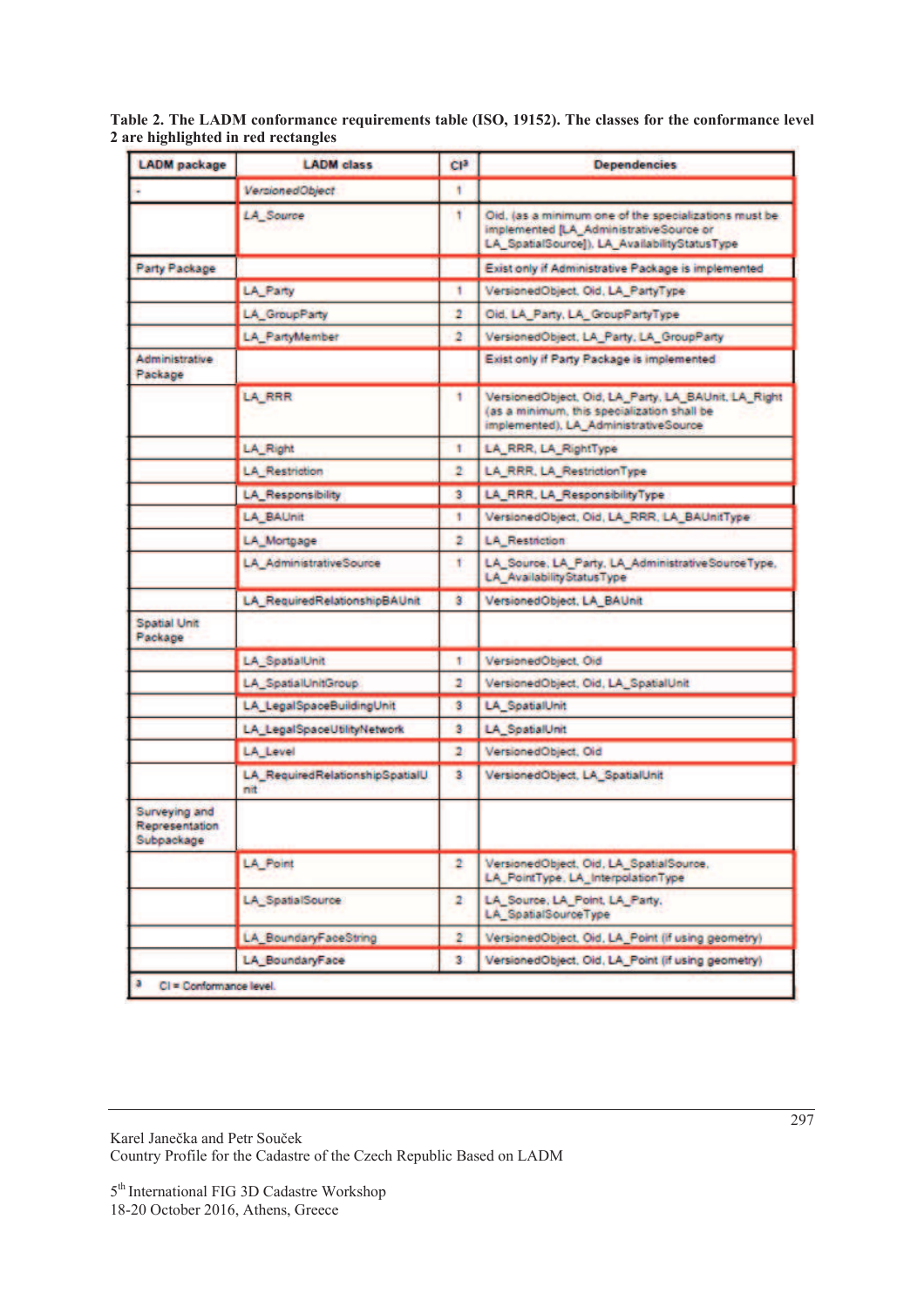**Table 2. The LADM conformance requirements table (ISO, 19152). The classes for the conformance level 2 are highlighted in red rectangles**

| LADM package | LADM class | Cl[a] | Dependencies |
|---|---|---|---|
| - | *VersionedObject* | 1 | |
| | *LA_Source* | 1 | Oid, (as a minimum one of the specializations must be implemented [LA_AdministrativeSource or LA_SpatialSource]), LA_AvailabilityStatusType |
| Party Package | | | Exist only if Administrative Package is implemented |
| | LA_Party | 1 | VersionedObject, Oid, LA_PartyType |
| | LA_GroupParty | 2 | Oid, LA_Party, LA_GroupPartyType |
| | LA_PartyMember | 2 | VersionedObject, LA_Party, LA_GroupParty |
| Administrative Package | | | Exist only if Party Package is implemented |
| | LA_RRR | 1 | VersionedObject, Oid, LA_Party, LA_BAUnit, LA_Right (as a minimum, this specialization shall be implemented), LA_AdministrativeSource |
| | LA_Right | 1 | LA_RRR, LA_RightType |
| | LA_Restriction | 2 | LA_RRR, LA_RestrictionType |
| | LA_Responsibility | 3 | LA_RRR, LA_ResponsibilityType |
| | LA_BAUnit | 1 | VersionedObject, Oid, LA_RRR, LA_BAUnitType |
| | LA_Mortgage | 2 | LA_Restriction |
| | LA_AdministrativeSource | 1 | LA_Source, LA_Party, LA_AdministrativeSourceType, LA_AvailabilityStatusType |
| | LA_RequiredRelationshipBAUnit | 3 | VersionedObject, LA_BAUnit |
| Spatial Unit Package | | | |
| | LA_SpatialUnit | 1 | VersionedObject, Oid |
| | LA_SpatialUnitGroup | 2 | VersionedObject, Oid, LA_SpatialUnit |
| | LA_LegalSpaceBuildingUnit | 3 | LA_SpatialUnit |
| | LA_LegalSpaceUtilityNetwork | 3 | LA_SpatialUnit |
| | LA_Level | 2 | VersionedObject, Oid |
| | LA_RequiredRelationshipSpatialUnit | 3 | VersionedObject, LA_SpatialUnit |
| Surveying and Representation Subpackage | | | |
| | LA_Point | 2 | VersionedObject, Oid, LA_SpatialSource, LA_PointType, LA_InterpolationType |
| | LA_SpatialSource | 2 | LA_Source, LA_Point, LA_Party, LA_SpatialSourceType |
| | LA_BoundaryFaceString | 2 | VersionedObject, Oid, LA_Point (if using geometry) |
| | LA_BoundaryFace | 3 | VersionedObject, Oid, LA_Point (if using geometry) |

[a] Cl = Conformance level.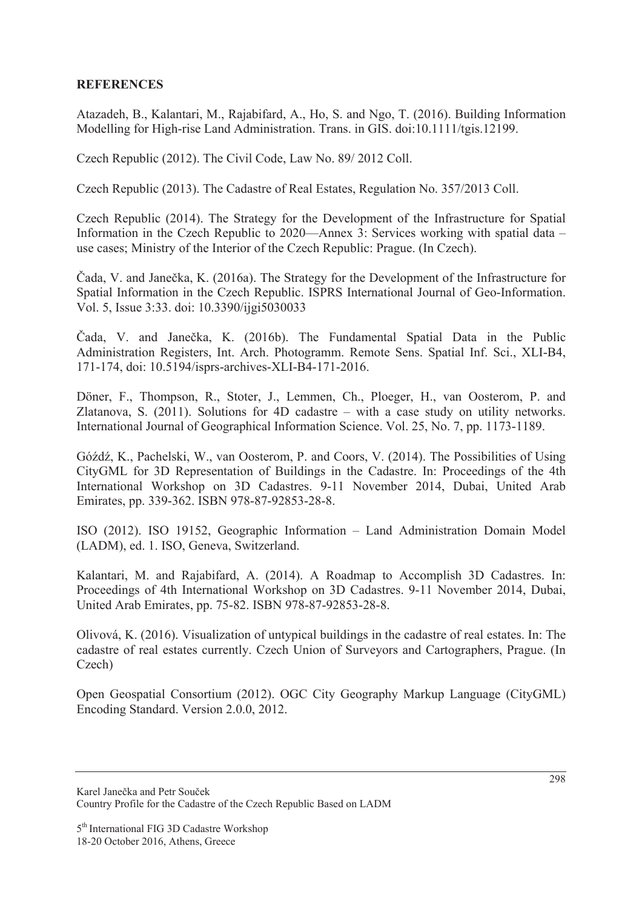**REFERENCES**

Atazadeh, B., Kalantari, M., Rajabifard, A., Ho, S. and Ngo, T. (2016). Building Information Modelling for High-rise Land Administration. Trans. in GIS. doi:10.1111/tgis.12199.

Czech Republic (2012). The Civil Code, Law No. 89/ 2012 Coll.

Czech Republic (2013). The Cadastre of Real Estates, Regulation No. 357/2013 Coll.

Czech Republic (2014). The Strategy for the Development of the Infrastructure for Spatial Information in the Czech Republic to 2020—Annex 3: Services working with spatial data – use cases; Ministry of the Interior of the Czech Republic: Prague. (In Czech).

Čada, V. and Janečka, K. (2016a). The Strategy for the Development of the Infrastructure for Spatial Information in the Czech Republic. ISPRS International Journal of Geo-Information. Vol. 5, Issue 3:33. doi: 10.3390/ijgi5030033

Čada, V. and Janečka, K. (2016b). The Fundamental Spatial Data in the Public Administration Registers, Int. Arch. Photogramm. Remote Sens. Spatial Inf. Sci., XLI-B4, 171-174, doi: 10.5194/isprs-archives-XLI-B4-171-2016.

Döner, F., Thompson, R., Stoter, J., Lemmen, Ch., Ploeger, H., van Oosterom, P. and Zlatanova, S. (2011). Solutions for 4D cadastre – with a case study on utility networks. International Journal of Geographical Information Science. Vol. 25, No. 7, pp. 1173-1189.

Góźdź, K., Pachelski, W., van Oosterom, P. and Coors, V. (2014). The Possibilities of Using CityGML for 3D Representation of Buildings in the Cadastre. In: Proceedings of the 4th International Workshop on 3D Cadastres. 9-11 November 2014, Dubai, United Arab Emirates, pp. 339-362. ISBN 978-87-92853-28-8.

ISO (2012). ISO 19152, Geographic Information – Land Administration Domain Model (LADM), ed. 1. ISO, Geneva, Switzerland.

Kalantari, M. and Rajabifard, A. (2014). A Roadmap to Accomplish 3D Cadastres. In: Proceedings of 4th International Workshop on 3D Cadastres. 9-11 November 2014, Dubai, United Arab Emirates, pp. 75-82. ISBN 978-87-92853-28-8.

Olivová, K. (2016). Visualization of untypical buildings in the cadastre of real estates. In: The cadastre of real estates currently. Czech Union of Surveyors and Cartographers, Prague. (In Czech)

Open Geospatial Consortium (2012). OGC City Geography Markup Language (CityGML) Encoding Standard. Version 2.0.0, 2012.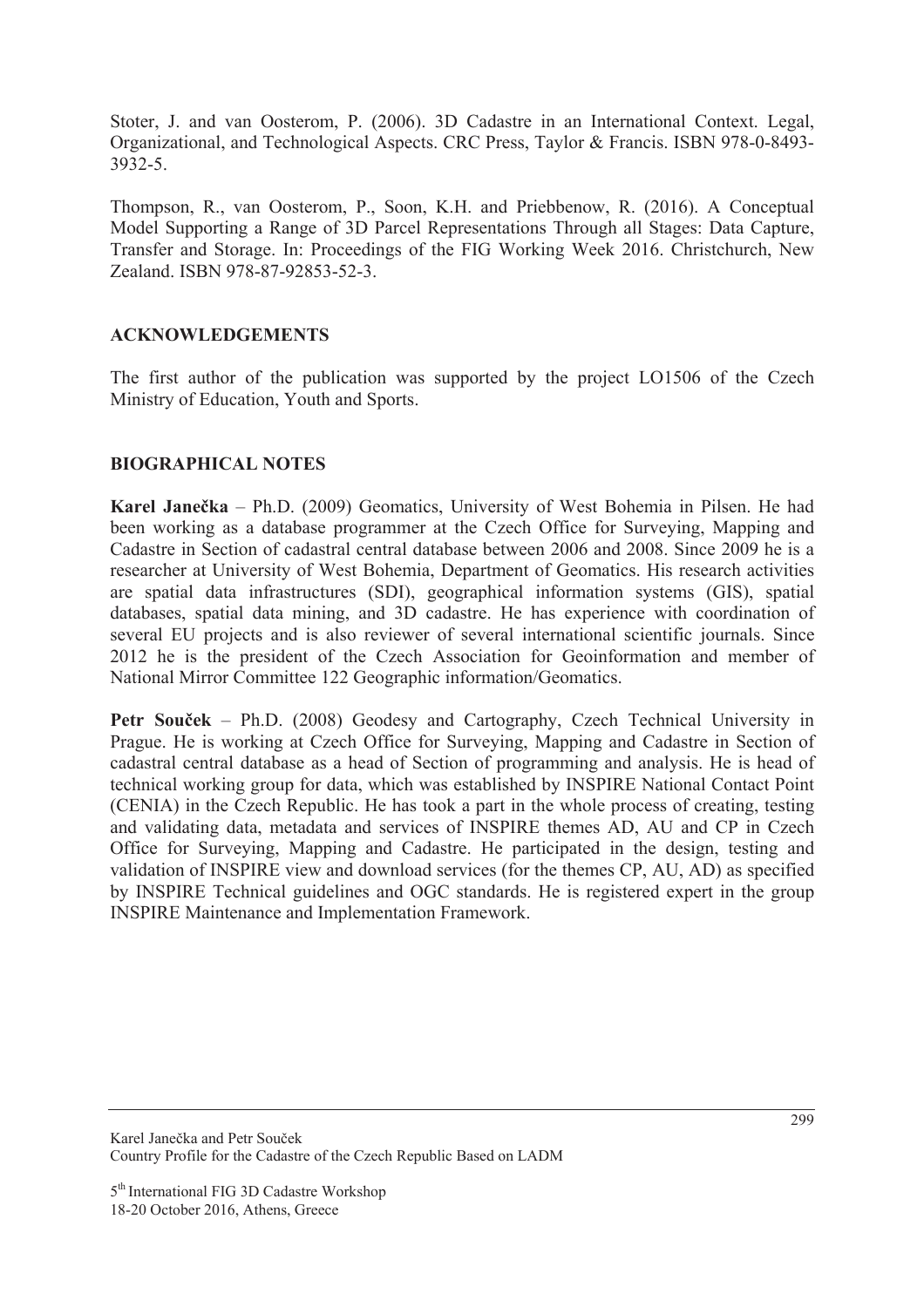Stoter, J. and van Oosterom, P. (2006). 3D Cadastre in an International Context. Legal, Organizational, and Technological Aspects. CRC Press, Taylor & Francis. ISBN 978-0-8493-3932-5.

Thompson, R., van Oosterom, P., Soon, K.H. and Priebbenow, R. (2016). A Conceptual Model Supporting a Range of 3D Parcel Representations Through all Stages: Data Capture, Transfer and Storage. In: Proceedings of the FIG Working Week 2016. Christchurch, New Zealand. ISBN 978-87-92853-52-3.

## ACKNOWLEDGEMENTS

The first author of the publication was supported by the project LO1506 of the Czech Ministry of Education, Youth and Sports.

## BIOGRAPHICAL NOTES

**Karel Janečka** – Ph.D. (2009) Geomatics, University of West Bohemia in Pilsen. He had been working as a database programmer at the Czech Office for Surveying, Mapping and Cadastre in Section of cadastral central database between 2006 and 2008. Since 2009 he is a researcher at University of West Bohemia, Department of Geomatics. His research activities are spatial data infrastructures (SDI), geographical information systems (GIS), spatial databases, spatial data mining, and 3D cadastre. He has experience with coordination of several EU projects and is also reviewer of several international scientific journals. Since 2012 he is the president of the Czech Association for Geoinformation and member of National Mirror Committee 122 Geographic information/Geomatics.

**Petr Souček** – Ph.D. (2008) Geodesy and Cartography, Czech Technical University in Prague. He is working at Czech Office for Surveying, Mapping and Cadastre in Section of cadastral central database as a head of Section of programming and analysis. He is head of technical working group for data, which was established by INSPIRE National Contact Point (CENIA) in the Czech Republic. He has took a part in the whole process of creating, testing and validating data, metadata and services of INSPIRE themes AD, AU and CP in Czech Office for Surveying, Mapping and Cadastre. He participated in the design, testing and validation of INSPIRE view and download services (for the themes CP, AU, AD) as specified by INSPIRE Technical guidelines and OGC standards. He is registered expert in the group INSPIRE Maintenance and Implementation Framework.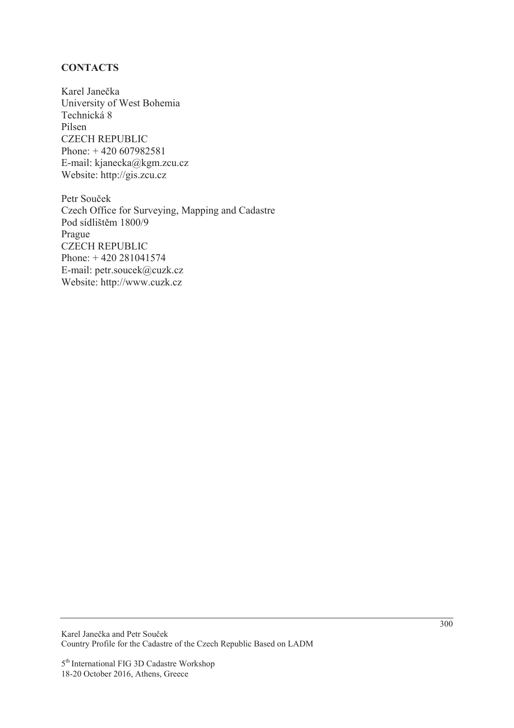## CONTACTS

Karel Janečka
University of West Bohemia
Technická 8
Pilsen
CZECH REPUBLIC
Phone: + 420 607982581
E-mail: kjanecka@kgm.zcu.cz
Website: http://gis.zcu.cz

Petr Souček
Czech Office for Surveying, Mapping and Cadastre
Pod sídlištěm 1800/9
Prague
CZECH REPUBLIC
Phone: + 420 281041574
E-mail: petr.soucek@cuzk.cz
Website: http://www.cuzk.cz